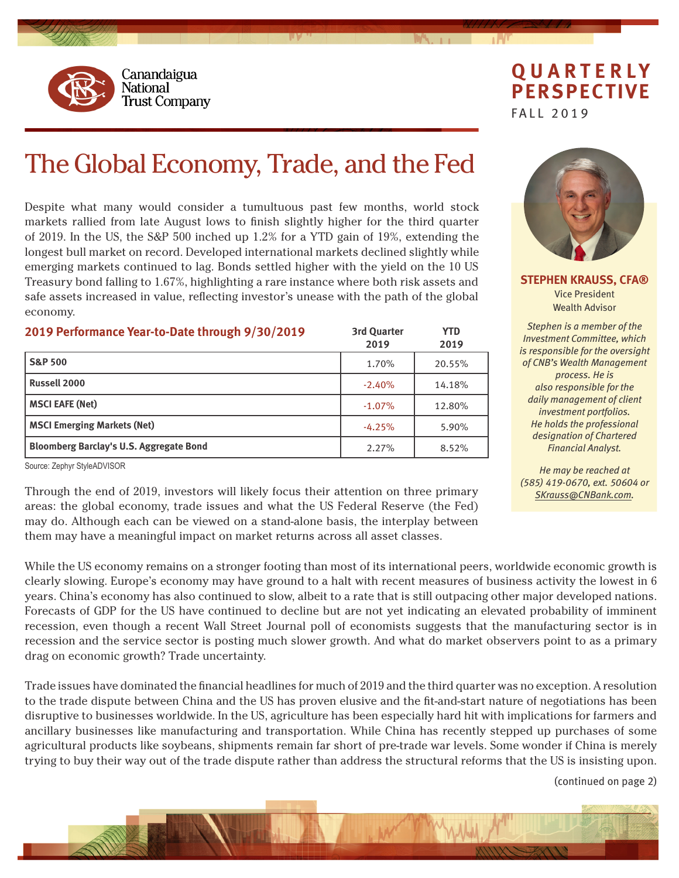Canandaigua National Trust Company

# QUARTERLY PERSPECTIVE

FALL 2019

# The Global Economy, Trade, and the Fed

Despite what many would consider a tumultuous past few months, world stock markets rallied from late August lows to finish slightly higher for the third quarter of 2019. In the US, the S&P 500 inched up 1.2% for a YTD gain of 19%, extending the longest bull market on record. Developed international markets declined slightly while emerging markets continued to lag. Bonds settled higher with the yield on the 10 US Treasury bond falling to 1.67%, highlighting a rare instance where both risk assets and safe assets increased in value, reflecting investor's unease with the path of the global economy.

**2019 Performance Year-to-Date through 9/30/2019**

| | 3rd Quarter 2019 | YTD 2019 |
|---|---|---|
| **S&P 500** | 1.70% | 20.55% |
| **Russell 2000** | -2.40% | 14.18% |
| **MSCI EAFE (Net)** | -1.07% | 12.80% |
| **MSCI Emerging Markets (Net)** | -4.25% | 5.90% |
| **Bloomberg Barclay's U.S. Aggregate Bond** | 2.27% | 8.52% |

Source: Zephyr StyleADVISOR

Through the end of 2019, investors will likely focus their attention on three primary areas: the global economy, trade issues and what the US Federal Reserve (the Fed) may do. Although each can be viewed on a stand-alone basis, the interplay between them may have a meaningful impact on market returns across all asset classes.

**STEPHEN KRAUSS, CFA®**
Vice President
Wealth Advisor

*Stephen is a member of the Investment Committee, which is responsible for the oversight of CNB's Wealth Management process. He is also responsible for the daily management of client investment portfolios. He holds the professional designation of Chartered Financial Analyst.*

*He may be reached at (585) 419-0670, ext. 50604 or SKrauss@CNBank.com.*

While the US economy remains on a stronger footing than most of its international peers, worldwide economic growth is clearly slowing. Europe's economy may have ground to a halt with recent measures of business activity the lowest in 6 years. China's economy has also continued to slow, albeit to a rate that is still outpacing other major developed nations. Forecasts of GDP for the US have continued to decline but are not yet indicating an elevated probability of imminent recession, even though a recent Wall Street Journal poll of economists suggests that the manufacturing sector is in recession and the service sector is posting much slower growth. And what do market observers point to as a primary drag on economic growth? Trade uncertainty.

Trade issues have dominated the financial headlines for much of 2019 and the third quarter was no exception. A resolution to the trade dispute between China and the US has proven elusive and the fit-and-start nature of negotiations has been disruptive to businesses worldwide. In the US, agriculture has been especially hard hit with implications for farmers and ancillary businesses like manufacturing and transportation. While China has recently stepped up purchases of some agricultural products like soybeans, shipments remain far short of pre-trade war levels. Some wonder if China is merely trying to buy their way out of the trade dispute rather than address the structural reforms that the US is insisting upon.

(continued on page 2)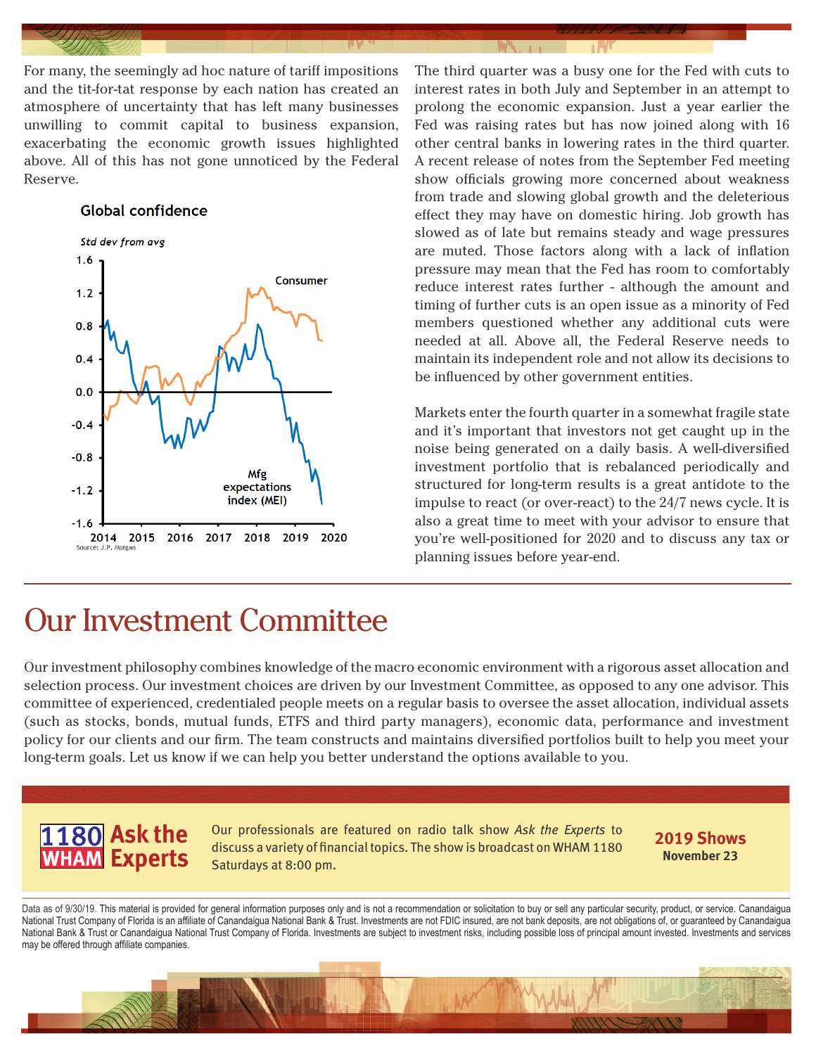For many, the seemingly ad hoc nature of tariff impositions and the tit-for-tat response by each nation has created an atmosphere of uncertainty that has left many businesses unwilling to commit capital to business expansion, exacerbating the economic growth issues highlighted above. All of this has not gone unnoticed by the Federal Reserve.

**Global confidence**

*Std dev from avg*

1.6
1.2
0.8
0.4
0.0
-0.4
-0.8
-1.2
-1.6

2014 2015 2016 2017 2018 2019 2020

Consumer

Mfg expectations index (MEI)

Source: J.P. Morgan

The third quarter was a busy one for the Fed with cuts to interest rates in both July and September in an attempt to prolong the economic expansion. Just a year earlier the Fed was raising rates but has now joined along with 16 other central banks in lowering rates in the third quarter. A recent release of notes from the September Fed meeting show officials growing more concerned about weakness from trade and slowing global growth and the deleterious effect they may have on domestic hiring. Job growth has slowed as of late but remains steady and wage pressures are muted. Those factors along with a lack of inflation pressure may mean that the Fed has room to comfortably reduce interest rates further - although the amount and timing of further cuts is an open issue as a minority of Fed members questioned whether any additional cuts were needed at all. Above all, the Federal Reserve needs to maintain its independent role and not allow its decisions to be influenced by other government entities.

Markets enter the fourth quarter in a somewhat fragile state and it's important that investors not get caught up in the noise being generated on a daily basis. A well-diversified investment portfolio that is rebalanced periodically and structured for long-term results is a great antidote to the impulse to react (or over-react) to the 24/7 news cycle. It is also a great time to meet with your advisor to ensure that you're well-positioned for 2020 and to discuss any tax or planning issues before year-end.

# Our Investment Committee

Our investment philosophy combines knowledge of the macro economic environment with a rigorous asset allocation and selection process. Our investment choices are driven by our Investment Committee, as opposed to any one advisor. This committee of experienced, credentialed people meets on a regular basis to oversee the asset allocation, individual assets (such as stocks, bonds, mutual funds, ETFS and third party managers), economic data, performance and investment policy for our clients and our firm. The team constructs and maintains diversified portfolios built to help you meet your long-term goals. Let us know if we can help you better understand the options available to you.

**1180 WHAM** **Ask the Experts**

Our professionals are featured on radio talk show *Ask the Experts* to discuss a variety of financial topics. The show is broadcast on WHAM 1180 Saturdays at 8:00 pm.

**2019 Shows**
**November 23**

Data as of 9/30/19. This material is provided for general information purposes only and is not a recommendation or solicitation to buy or sell any particular security, product, or service. Canandaigua National Trust Company of Florida is an affiliate of Canandaigua National Bank & Trust. Investments are not FDIC insured, are not bank deposits, are not obligations of, or guaranteed by Canandaigua National Bank & Trust or Canandaigua National Trust Company of Florida. Investments are subject to investment risks, including possible loss of principal amount invested. Investments and services may be offered through affiliate companies.